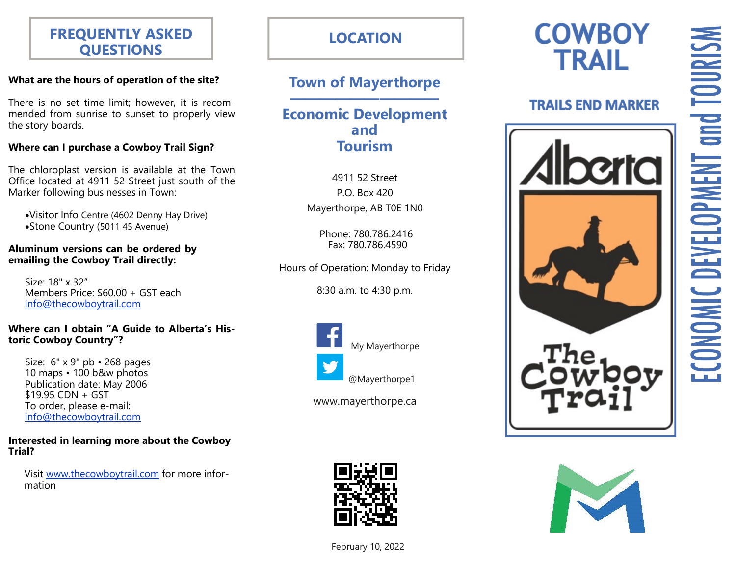## FREQUENTLY ASKED QUESTIONS

**What are the hours of operation of the site?**

There is no set time limit; however, it is recommended from sunrise to sunset to properly view the story boards.

**Where can I purchase a Cowboy Trail Sign?**

The chloroplast version is available at the Town Office located at 4911 52 Street just south of the Marker following businesses in Town:

- Visitor Info Centre (4602 Denny Hay Drive)
- Stone Country (5011 45 Avenue)

**Aluminum versions can be ordered by emailing the Cowboy Trail directly:**

Size: 18" x 32"
Members Price: $60.00 + GST each
info@thecowboytrail.com

**Where can I obtain "A Guide to Alberta's Historic Cowboy Country"?**

Size: 6" x 9" pb • 268 pages
10 maps • 100 b&w photos
Publication date: May 2006
$19.95 CDN + GST
To order, please e-mail:
info@thecowboytrail.com

**Interested in learning more about the Cowboy Trial?**

Visit www.thecowboytrail.com for more information

## LOCATION

### Town of Mayerthorpe

### Economic Development and Tourism

4911 52 Street
P.O. Box 420
Mayerthorpe, AB T0E 1N0

Phone: 780.786.2416
Fax: 780.786.4590

Hours of Operation: Monday to Friday

8:30 a.m. to 4:30 p.m.

My Mayerthorpe

@Mayerthorpe1

www.mayerthorpe.ca

February 10, 2022

# COWBOY TRAIL

## TRAILS END MARKER

Alberta

The Cowboy Trail

ECONOMIC DEVELOPMENT and TOURISM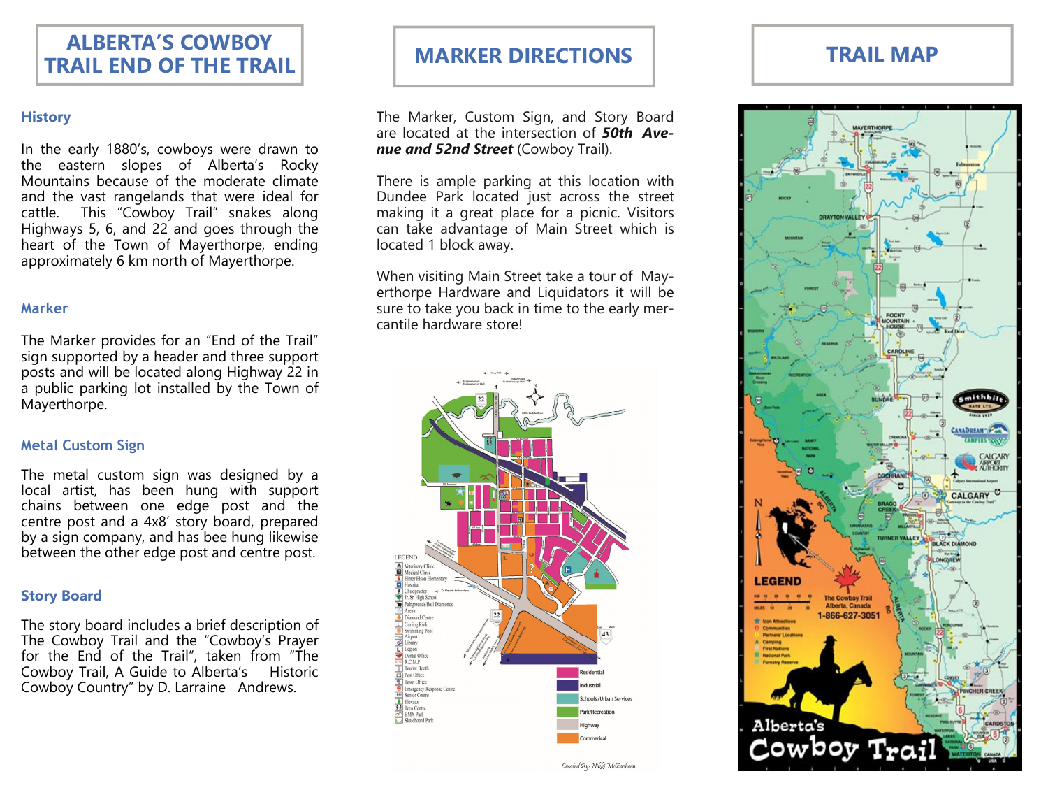# ALBERTA'S COWBOY TRAIL END OF THE TRAIL

## History

In the early 1880's, cowboys were drawn to the eastern slopes of Alberta's Rocky Mountains because of the moderate climate and the vast rangelands that were ideal for cattle. This "Cowboy Trail" snakes along Highways 5, 6, and 22 and goes through the heart of the Town of Mayerthorpe, ending approximately 6 km north of Mayerthorpe.

## Marker

The Marker provides for an "End of the Trail" sign supported by a header and three support posts and will be located along Highway 22 in a public parking lot installed by the Town of Mayerthorpe.

## Metal Custom Sign

The metal custom sign was designed by a local artist, has been hung with support chains between one edge post and the centre post and a 4x8′ story board, prepared by a sign company, and has bee hung likewise between the other edge post and centre post.

## Story Board

The story board includes a brief description of The Cowboy Trail and the "Cowboy's Prayer for the End of the Trail", taken from "The Cowboy Trail, A Guide to Alberta's Historic Cowboy Country" by D. Larraine Andrews.

# MARKER DIRECTIONS

The Marker, Custom Sign, and Story Board are located at the intersection of ***50th Avenue and 52nd Street*** (Cowboy Trail).

There is ample parking at this location with Dundee Park located just across the street making it a great place for a picnic. Visitors can take advantage of Main Street which is located 1 block away.

When visiting Main Street take a tour of Mayerthorpe Hardware and Liquidators it will be sure to take you back in time to the early mercantile hardware store!

LEGEND

Veterinary Clinic
Medical Clinic
Elmer Elson Elementary
Hospital
Chiropractor
Jr. Sr. High School
Fairgrounds/Ball Diamonds
Arena
Diamond Centre
Curling Rink
Swimming Pool
Airport
Library
Legion
Dental Office
R.C.M.P.
Tourist Booth
Post Office
Town Office
Elevator
Emergency Response Centre
Senior Centre
Teen Centre
BMX Park
Skateboard Park

Residential
Industrial
Schools/Urban Services
Park/Recreation
Highway
Commerical

Created By: Nikki McEachern

# TRAIL MAP

LEGEND

The Cowboy Trail
Alberta, Canada
1-866-627-3051

Icon Attractions
Communities
Partners' Locations
Camping
First Nations
National Park
Forestry Reserve

Alberta's Cowboy Trail